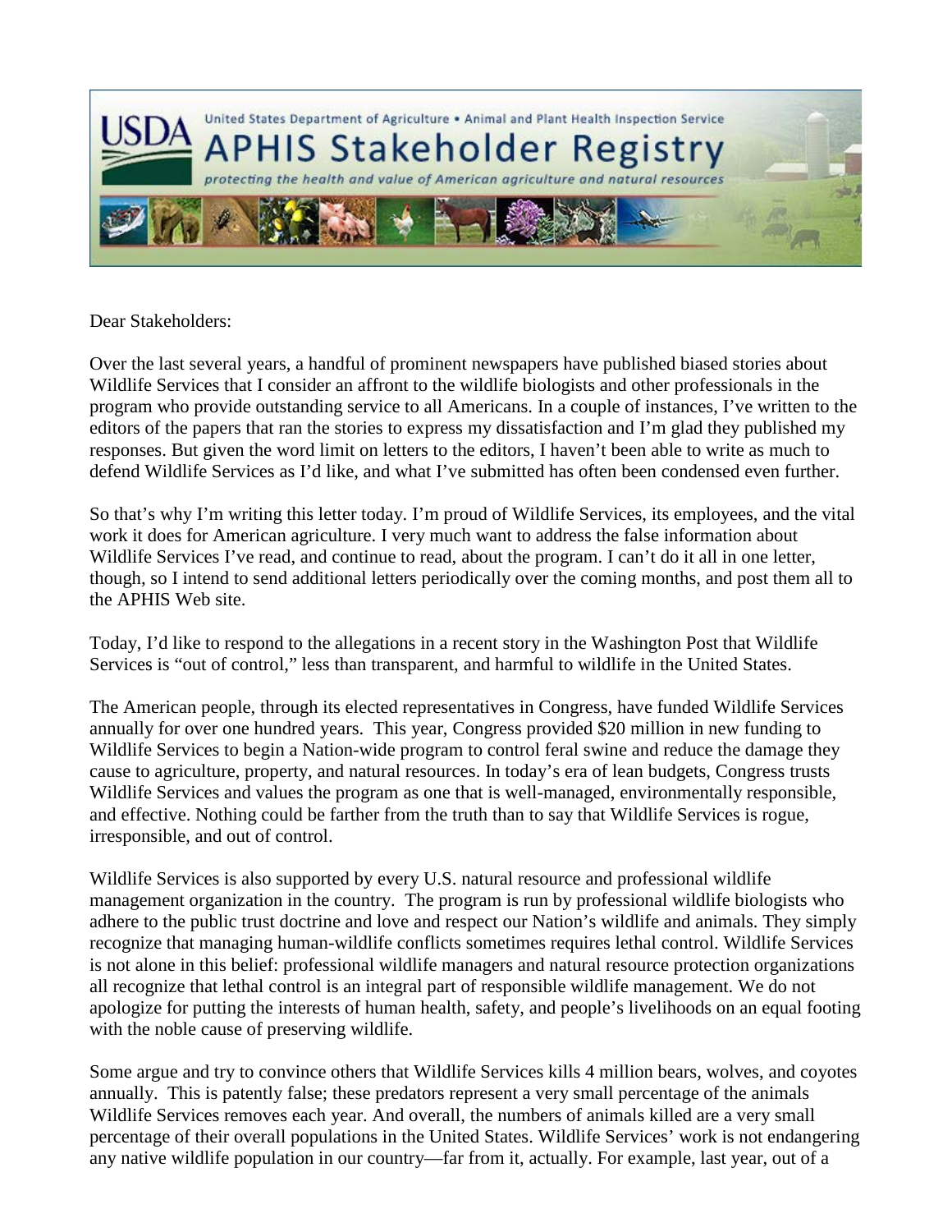United States Department of Agriculture • Animal and Plant Health Inspection Service

# APHIS Stakeholder Registry

*protecting the health and value of American agriculture and natural resources*

Dear Stakeholders:

Over the last several years, a handful of prominent newspapers have published biased stories about Wildlife Services that I consider an affront to the wildlife biologists and other professionals in the program who provide outstanding service to all Americans. In a couple of instances, I've written to the editors of the papers that ran the stories to express my dissatisfaction and I'm glad they published my responses. But given the word limit on letters to the editors, I haven't been able to write as much to defend Wildlife Services as I'd like, and what I've submitted has often been condensed even further.

So that's why I'm writing this letter today. I'm proud of Wildlife Services, its employees, and the vital work it does for American agriculture. I very much want to address the false information about Wildlife Services I've read, and continue to read, about the program. I can't do it all in one letter, though, so I intend to send additional letters periodically over the coming months, and post them all to the APHIS Web site.

Today, I'd like to respond to the allegations in a recent story in the Washington Post that Wildlife Services is "out of control," less than transparent, and harmful to wildlife in the United States.

The American people, through its elected representatives in Congress, have funded Wildlife Services annually for over one hundred years. This year, Congress provided $20 million in new funding to Wildlife Services to begin a Nation-wide program to control feral swine and reduce the damage they cause to agriculture, property, and natural resources. In today's era of lean budgets, Congress trusts Wildlife Services and values the program as one that is well-managed, environmentally responsible, and effective. Nothing could be farther from the truth than to say that Wildlife Services is rogue, irresponsible, and out of control.

Wildlife Services is also supported by every U.S. natural resource and professional wildlife management organization in the country. The program is run by professional wildlife biologists who adhere to the public trust doctrine and love and respect our Nation's wildlife and animals. They simply recognize that managing human-wildlife conflicts sometimes requires lethal control. Wildlife Services is not alone in this belief: professional wildlife managers and natural resource protection organizations all recognize that lethal control is an integral part of responsible wildlife management. We do not apologize for putting the interests of human health, safety, and people's livelihoods on an equal footing with the noble cause of preserving wildlife.

Some argue and try to convince others that Wildlife Services kills 4 million bears, wolves, and coyotes annually. This is patently false; these predators represent a very small percentage of the animals Wildlife Services removes each year. And overall, the numbers of animals killed are a very small percentage of their overall populations in the United States. Wildlife Services' work is not endangering any native wildlife population in our country—far from it, actually. For example, last year, out of a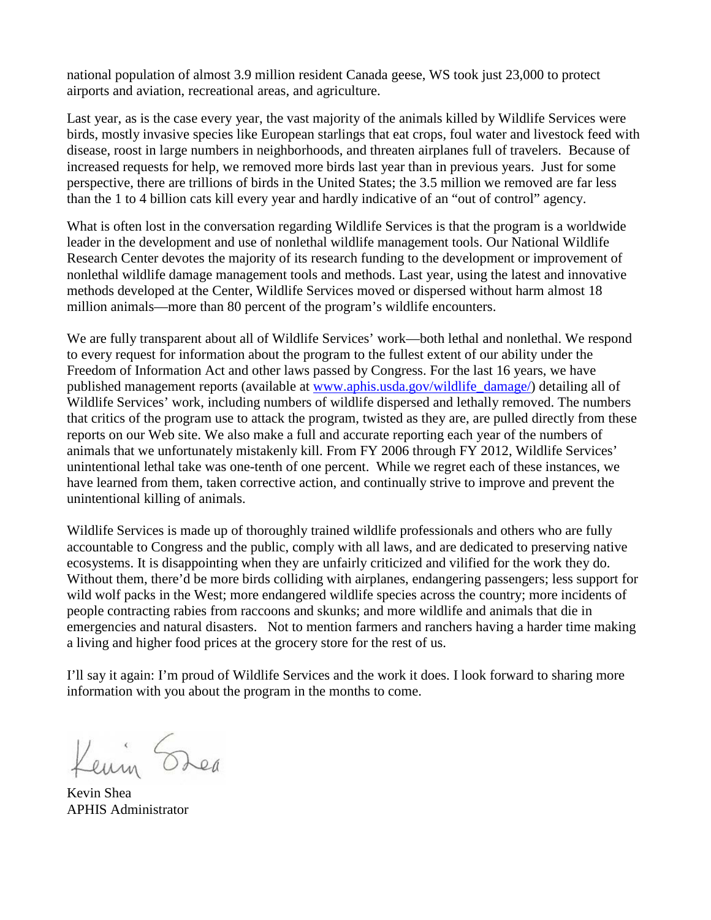national population of almost 3.9 million resident Canada geese, WS took just 23,000 to protect airports and aviation, recreational areas, and agriculture.

Last year, as is the case every year, the vast majority of the animals killed by Wildlife Services were birds, mostly invasive species like European starlings that eat crops, foul water and livestock feed with disease, roost in large numbers in neighborhoods, and threaten airplanes full of travelers. Because of increased requests for help, we removed more birds last year than in previous years. Just for some perspective, there are trillions of birds in the United States; the 3.5 million we removed are far less than the 1 to 4 billion cats kill every year and hardly indicative of an "out of control" agency.

What is often lost in the conversation regarding Wildlife Services is that the program is a worldwide leader in the development and use of nonlethal wildlife management tools. Our National Wildlife Research Center devotes the majority of its research funding to the development or improvement of nonlethal wildlife damage management tools and methods. Last year, using the latest and innovative methods developed at the Center, Wildlife Services moved or dispersed without harm almost 18 million animals—more than 80 percent of the program's wildlife encounters.

We are fully transparent about all of Wildlife Services' work—both lethal and nonlethal. We respond to every request for information about the program to the fullest extent of our ability under the Freedom of Information Act and other laws passed by Congress. For the last 16 years, we have published management reports (available at [www.aphis.usda.gov/wildlife_damage/](www.aphis.usda.gov/wildlife_damage/)) detailing all of Wildlife Services' work, including numbers of wildlife dispersed and lethally removed. The numbers that critics of the program use to attack the program, twisted as they are, are pulled directly from these reports on our Web site. We also make a full and accurate reporting each year of the numbers of animals that we unfortunately mistakenly kill. From FY 2006 through FY 2012, Wildlife Services' unintentional lethal take was one-tenth of one percent. While we regret each of these instances, we have learned from them, taken corrective action, and continually strive to improve and prevent the unintentional killing of animals.

Wildlife Services is made up of thoroughly trained wildlife professionals and others who are fully accountable to Congress and the public, comply with all laws, and are dedicated to preserving native ecosystems. It is disappointing when they are unfairly criticized and vilified for the work they do. Without them, there'd be more birds colliding with airplanes, endangering passengers; less support for wild wolf packs in the West; more endangered wildlife species across the country; more incidents of people contracting rabies from raccoons and skunks; and more wildlife and animals that die in emergencies and natural disasters. Not to mention farmers and ranchers having a harder time making a living and higher food prices at the grocery store for the rest of us.

I'll say it again: I'm proud of Wildlife Services and the work it does. I look forward to sharing more information with you about the program in the months to come.

Kevin Shea

Kevin Shea
APHIS Administrator